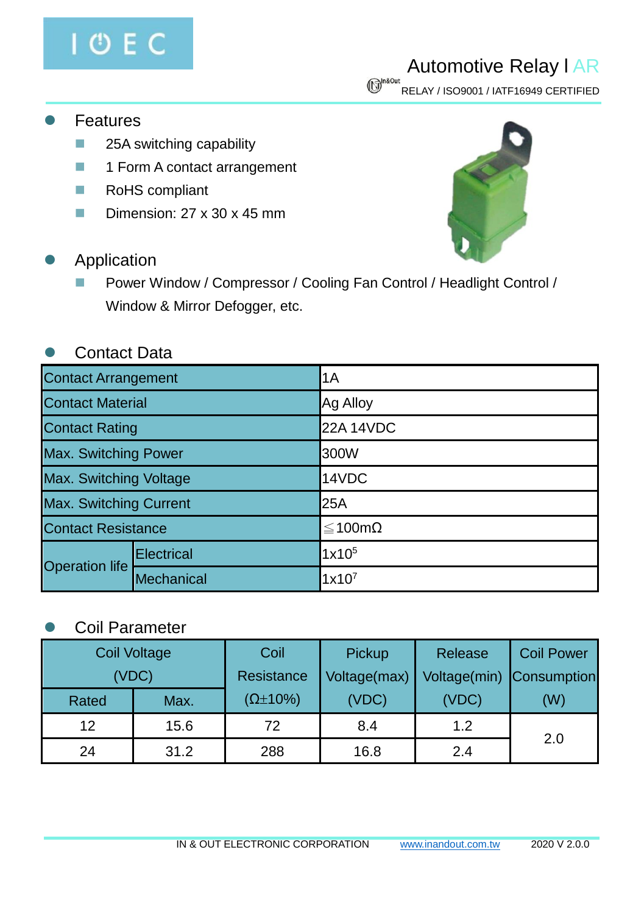# Automotive Relay | AR

RELAY / ISO9001 / IATF16949 CERTIFIED

## Features

- 25A switching capability
- 1 Form A contact arrangement
- RoHS compliant
- Dimension: 27 x 30 x 45 mm

## Application

- Power Window / Compressor / Cooling Fan Control / Headlight Control / Window & Mirror Defogger, etc.

## Contact Data

| Contact Arrangement | | 1A |
|---|---|---|
| Contact Material | | Ag Alloy |
| Contact Rating | | 22A 14VDC |
| Max. Switching Power | | 300W |
| Max. Switching Voltage | | 14VDC |
| Max. Switching Current | | 25A |
| Contact Resistance | | ≦100mΩ |
| Operation life | Electrical | $1x10^5$ |
| | Mechanical | $1x10^7$ |

## Coil Parameter

| Coil Voltage (VDC) | | Coil Resistance (Ω±10%) | Pickup Voltage(max) (VDC) | Release Voltage(min) (VDC) | Coil Power Consumption (W) |
|---|---|---|---|---|---|
| Rated | Max. | | | | |
| 12 | 15.6 | 72 | 8.4 | 1.2 | 2.0 |
| 24 | 31.2 | 288 | 16.8 | 2.4 | |

IN & OUT ELECTRONIC CORPORATION www.inandout.com.tw 2020 V 2.0.0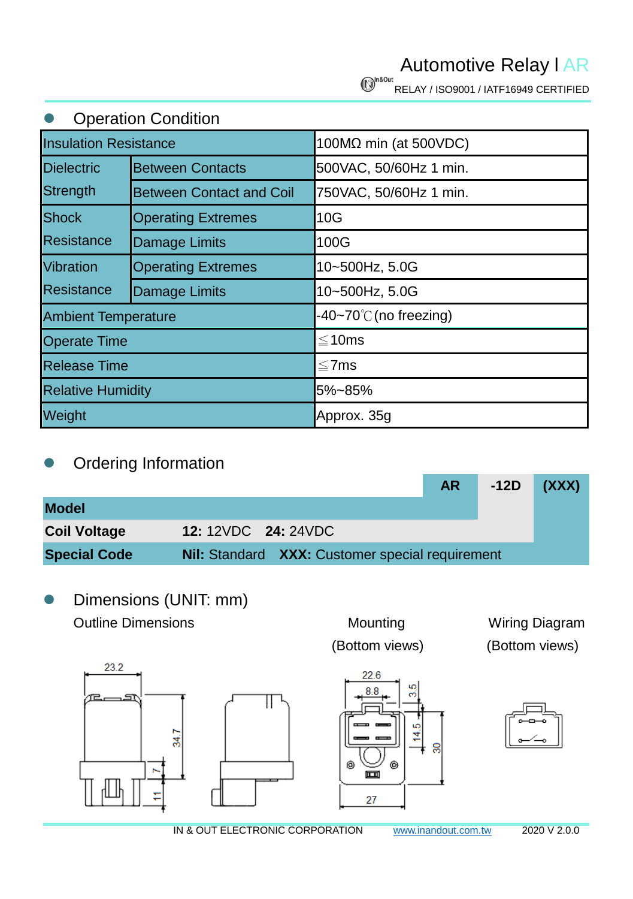## Operation Condition

| | | |
|---|---|---|
| Insulation Resistance | | 100MΩ min (at 500VDC) |
| Dielectric Strength | Between Contacts | 500VAC, 50/60Hz 1 min. |
| | Between Contact and Coil | 750VAC, 50/60Hz 1 min. |
| Shock Resistance | Operating Extremes | 10G |
| | Damage Limits | 100G |
| Vibration Resistance | Operating Extremes | 10~500Hz, 5.0G |
| | Damage Limits | 10~500Hz, 5.0G |
| Ambient Temperature | | -40~70℃(no freezing) |
| Operate Time | | ≦10ms |
| Release Time | | ≦7ms |
| Relative Humidity | | 5%~85% |
| Weight | | Approx. 35g |

## Ordering Information

| | | AR | -12D | (XXX) |
|---|---|---|---|---|
| **Model** | | | | |
| **Coil Voltage** | **12:** 12VDC **24:** 24VDC | | | |
| **Special Code** | **Nil:** Standard **XXX:** Customer special requirement | | | |

## Dimensions (UNIT: mm)

Outline Dimensions

23.2

34.7

7

11

Mounting (Bottom views)

22.6

8.8

3.5

14.5

30

27

Wiring Diagram (Bottom views)

IN & OUT ELECTRONIC CORPORATION www.inandout.com.tw 2020 V 2.0.0